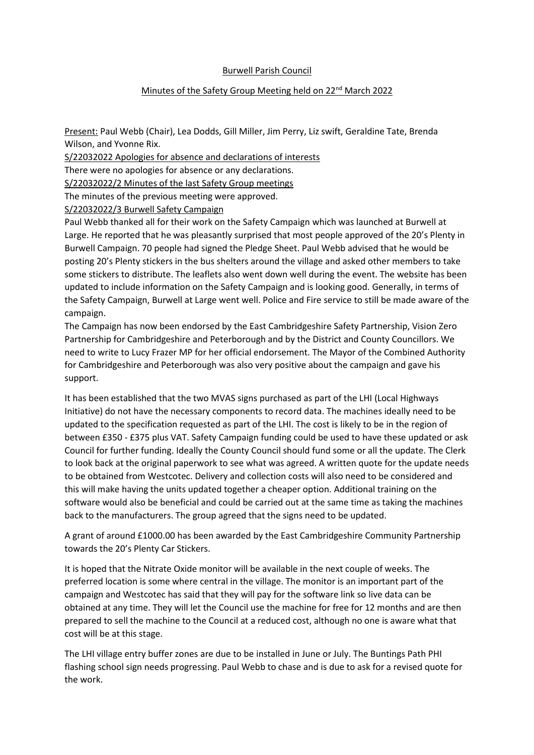# Burwell Parish Council

## Minutes of the Safety Group Meeting held on 22nd March 2022

Present: Paul Webb (Chair), Lea Dodds, Gill Miller, Jim Perry, Liz swift, Geraldine Tate, Brenda Wilson, and Yvonne Rix.

S/22032022 Apologies for absence and declarations of interests

There were no apologies for absence or any declarations.

S/22032022/2 Minutes of the last Safety Group meetings

The minutes of the previous meeting were approved.

S/22032022/3 Burwell Safety Campaign

Paul Webb thanked all for their work on the Safety Campaign which was launched at Burwell at Large. He reported that he was pleasantly surprised that most people approved of the 20's Plenty in Burwell Campaign. 70 people had signed the Pledge Sheet. Paul Webb advised that he would be posting 20's Plenty stickers in the bus shelters around the village and asked other members to take some stickers to distribute. The leaflets also went down well during the event. The website has been updated to include information on the Safety Campaign and is looking good. Generally, in terms of the Safety Campaign, Burwell at Large went well. Police and Fire service to still be made aware of the campaign.

The Campaign has now been endorsed by the East Cambridgeshire Safety Partnership, Vision Zero Partnership for Cambridgeshire and Peterborough and by the District and County Councillors. We need to write to Lucy Frazer MP for her official endorsement. The Mayor of the Combined Authority for Cambridgeshire and Peterborough was also very positive about the campaign and gave his support.

It has been established that the two MVAS signs purchased as part of the LHI (Local Highways Initiative) do not have the necessary components to record data. The machines ideally need to be updated to the specification requested as part of the LHI. The cost is likely to be in the region of between £350 - £375 plus VAT. Safety Campaign funding could be used to have these updated or ask Council for further funding. Ideally the County Council should fund some or all the update. The Clerk to look back at the original paperwork to see what was agreed. A written quote for the update needs to be obtained from Westcotec. Delivery and collection costs will also need to be considered and this will make having the units updated together a cheaper option. Additional training on the software would also be beneficial and could be carried out at the same time as taking the machines back to the manufacturers. The group agreed that the signs need to be updated.

A grant of around £1000.00 has been awarded by the East Cambridgeshire Community Partnership towards the 20's Plenty Car Stickers.

It is hoped that the Nitrate Oxide monitor will be available in the next couple of weeks. The preferred location is some where central in the village. The monitor is an important part of the campaign and Westcotec has said that they will pay for the software link so live data can be obtained at any time. They will let the Council use the machine for free for 12 months and are then prepared to sell the machine to the Council at a reduced cost, although no one is aware what that cost will be at this stage.

The LHI village entry buffer zones are due to be installed in June or July. The Buntings Path PHI flashing school sign needs progressing. Paul Webb to chase and is due to ask for a revised quote for the work.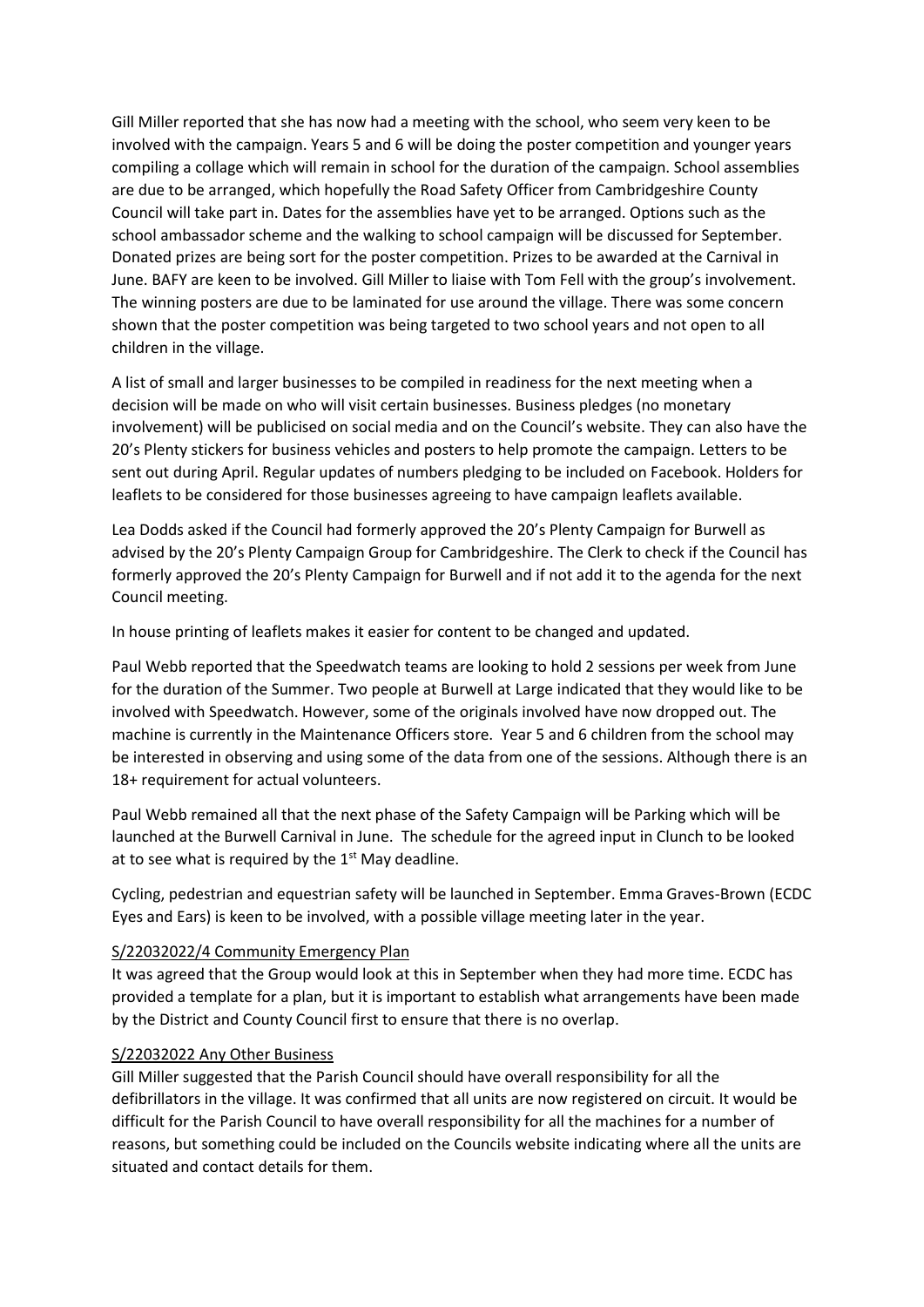Gill Miller reported that she has now had a meeting with the school, who seem very keen to be involved with the campaign. Years 5 and 6 will be doing the poster competition and younger years compiling a collage which will remain in school for the duration of the campaign. School assemblies are due to be arranged, which hopefully the Road Safety Officer from Cambridgeshire County Council will take part in. Dates for the assemblies have yet to be arranged. Options such as the school ambassador scheme and the walking to school campaign will be discussed for September. Donated prizes are being sort for the poster competition. Prizes to be awarded at the Carnival in June. BAFY are keen to be involved. Gill Miller to liaise with Tom Fell with the group's involvement. The winning posters are due to be laminated for use around the village. There was some concern shown that the poster competition was being targeted to two school years and not open to all children in the village.

A list of small and larger businesses to be compiled in readiness for the next meeting when a decision will be made on who will visit certain businesses. Business pledges (no monetary involvement) will be publicised on social media and on the Council's website. They can also have the 20's Plenty stickers for business vehicles and posters to help promote the campaign. Letters to be sent out during April. Regular updates of numbers pledging to be included on Facebook. Holders for leaflets to be considered for those businesses agreeing to have campaign leaflets available.

Lea Dodds asked if the Council had formerly approved the 20's Plenty Campaign for Burwell as advised by the 20's Plenty Campaign Group for Cambridgeshire. The Clerk to check if the Council has formerly approved the 20's Plenty Campaign for Burwell and if not add it to the agenda for the next Council meeting.

In house printing of leaflets makes it easier for content to be changed and updated.

Paul Webb reported that the Speedwatch teams are looking to hold 2 sessions per week from June for the duration of the Summer. Two people at Burwell at Large indicated that they would like to be involved with Speedwatch. However, some of the originals involved have now dropped out. The machine is currently in the Maintenance Officers store. Year 5 and 6 children from the school may be interested in observing and using some of the data from one of the sessions. Although there is an 18+ requirement for actual volunteers.

Paul Webb remained all that the next phase of the Safety Campaign will be Parking which will be launched at the Burwell Carnival in June. The schedule for the agreed input in Clunch to be looked at to see what is required by the 1st May deadline.

Cycling, pedestrian and equestrian safety will be launched in September. Emma Graves-Brown (ECDC Eyes and Ears) is keen to be involved, with a possible village meeting later in the year.

S/22032022/4 Community Emergency Plan

It was agreed that the Group would look at this in September when they had more time. ECDC has provided a template for a plan, but it is important to establish what arrangements have been made by the District and County Council first to ensure that there is no overlap.

S/22032022 Any Other Business

Gill Miller suggested that the Parish Council should have overall responsibility for all the defibrillators in the village. It was confirmed that all units are now registered on circuit. It would be difficult for the Parish Council to have overall responsibility for all the machines for a number of reasons, but something could be included on the Councils website indicating where all the units are situated and contact details for them.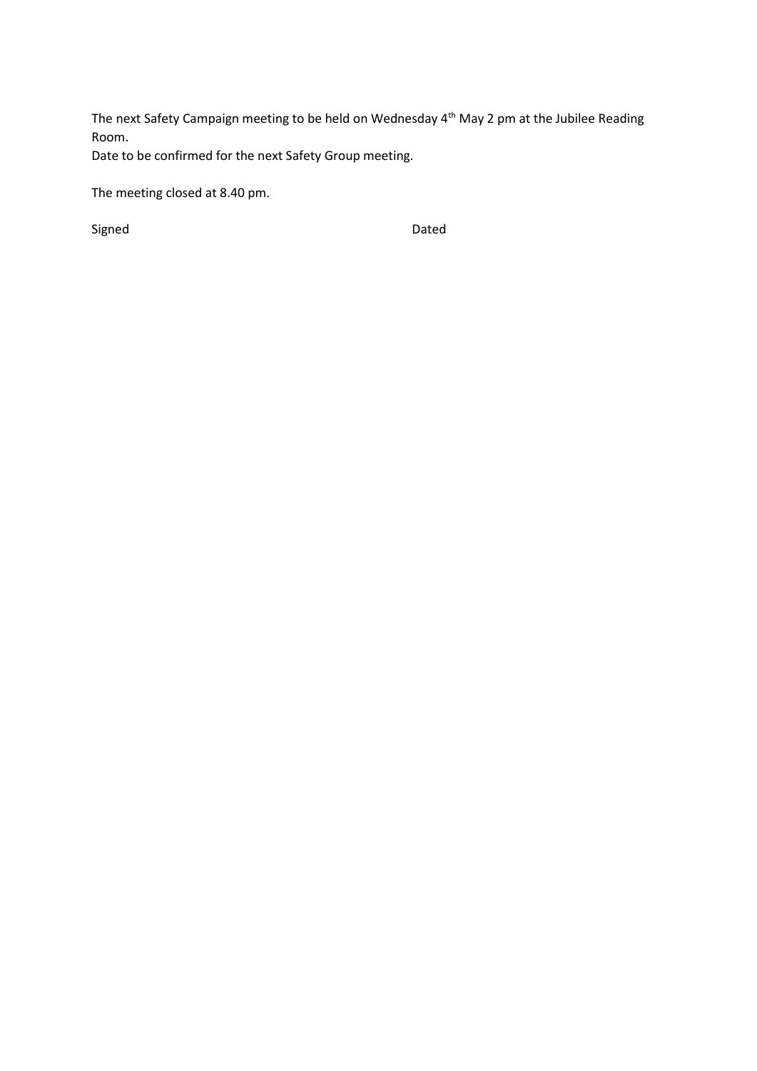The next Safety Campaign meeting to be held on Wednesday 4th May 2 pm at the Jubilee Reading Room.
Date to be confirmed for the next Safety Group meeting.

The meeting closed at 8.40 pm.

Signed Dated